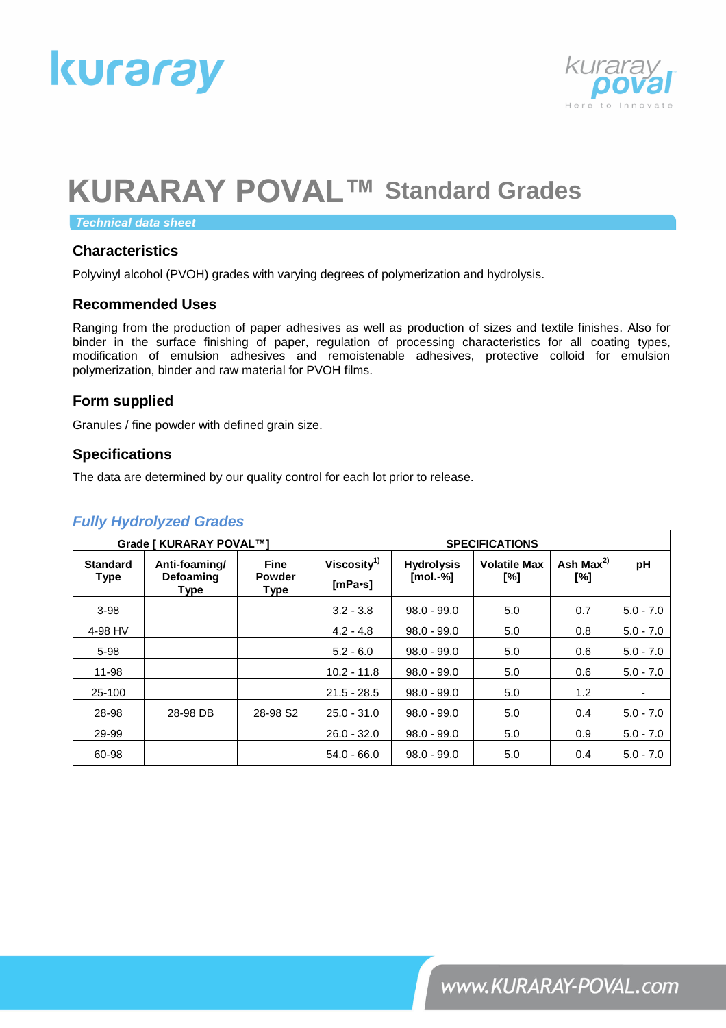# KURARAY POVAL™ Standard Grades

*Technical data sheet*

## Characteristics

Polyvinyl alcohol (PVOH) grades with varying degrees of polymerization and hydrolysis.

## Recommended Uses

Ranging from the production of paper adhesives as well as production of sizes and textile finishes. Also for binder in the surface finishing of paper, regulation of processing characteristics for all coating types, modification of emulsion adhesives and remoistenable adhesives, protective colloid for emulsion polymerization, binder and raw material for PVOH films.

## Form supplied

Granules / fine powder with defined grain size.

## Specifications

The data are determined by our quality control for each lot prior to release.

### *Fully Hydrolyzed Grades*

| Grade [ KURARAY POVAL™] | | | SPECIFICATIONS | | | | |
|---|---|---|---|---|---|---|---|
| Standard Type | Anti-foaming/ Defoaming Type | Fine Powder Type | Viscosity[1) ] [mPa•s] | Hydrolysis [mol.-%] | Volatile Max [%] | Ash Max[2)] [%] | pH |
| 3-98 | | | 3.2 - 3.8 | 98.0 - 99.0 | 5.0 | 0.7 | 5.0 - 7.0 |
| 4-98 HV | | | 4.2 - 4.8 | 98.0 - 99.0 | 5.0 | 0.8 | 5.0 - 7.0 |
| 5-98 | | | 5.2 - 6.0 | 98.0 - 99.0 | 5.0 | 0.6 | 5.0 - 7.0 |
| 11-98 | | | 10.2 - 11.8 | 98.0 - 99.0 | 5.0 | 0.6 | 5.0 - 7.0 |
| 25-100 | | | 21.5 - 28.5 | 98.0 - 99.0 | 5.0 | 1.2 | - |
| 28-98 | 28-98 DB | 28-98 S2 | 25.0 - 31.0 | 98.0 - 99.0 | 5.0 | 0.4 | 5.0 - 7.0 |
| 29-99 | | | 26.0 - 32.0 | 98.0 - 99.0 | 5.0 | 0.9 | 5.0 - 7.0 |
| 60-98 | | | 54.0 - 66.0 | 98.0 - 99.0 | 5.0 | 0.4 | 5.0 - 7.0 |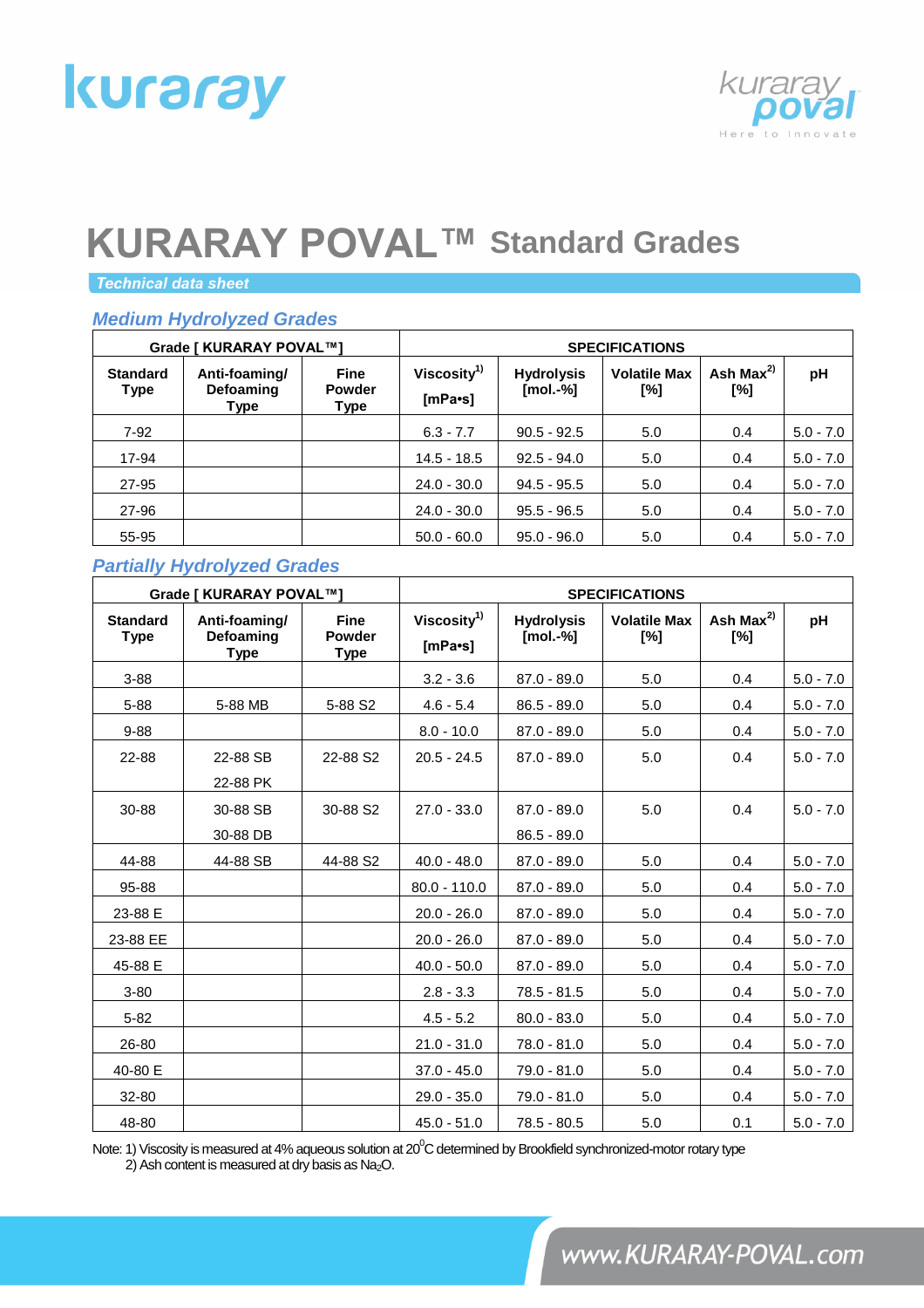# KURARAY POVAL™ Standard Grades

*Technical data sheet*

## *Medium Hydrolyzed Grades*

| Grade [ KURARAY POVAL™] | | | SPECIFICATIONS | | | | |
|---|---|---|---|---|---|---|---|
| Standard Type | Anti-foaming/ Defoaming Type | Fine Powder Type | Viscosity[1) ] [mPa•s] | Hydrolysis [mol.-%] | Volatile Max [%] | Ash Max[2)] [%] | pH |
| 7-92 | | | 6.3 - 7.7 | 90.5 - 92.5 | 5.0 | 0.4 | 5.0 - 7.0 |
| 17-94 | | | 14.5 - 18.5 | 92.5 - 94.0 | 5.0 | 0.4 | 5.0 - 7.0 |
| 27-95 | | | 24.0 - 30.0 | 94.5 - 95.5 | 5.0 | 0.4 | 5.0 - 7.0 |
| 27-96 | | | 24.0 - 30.0 | 95.5 - 96.5 | 5.0 | 0.4 | 5.0 - 7.0 |
| 55-95 | | | 50.0 - 60.0 | 95.0 - 96.0 | 5.0 | 0.4 | 5.0 - 7.0 |

## *Partially Hydrolyzed Grades*

| Grade [ KURARAY POVAL™] | | | SPECIFICATIONS | | | | |
|---|---|---|---|---|---|---|---|
| Standard Type | Anti-foaming/ Defoaming Type | Fine Powder Type | Viscosity[1)] [mPa•s] | Hydrolysis [mol.-%] | Volatile Max [%] | Ash Max[2)] [%] | pH |
| 3-88 | | | 3.2 - 3.6 | 87.0 - 89.0 | 5.0 | 0.4 | 5.0 - 7.0 |
| 5-88 | 5-88 MB | 5-88 S2 | 4.6 - 5.4 | 86.5 - 89.0 | 5.0 | 0.4 | 5.0 - 7.0 |
| 9-88 | | | 8.0 - 10.0 | 87.0 - 89.0 | 5.0 | 0.4 | 5.0 - 7.0 |
| 22-88 | 22-88 SB<br>22-88 PK | 22-88 S2 | 20.5 - 24.5 | 87.0 - 89.0 | 5.0 | 0.4 | 5.0 - 7.0 |
| 30-88 | 30-88 SB<br>30-88 DB | 30-88 S2 | 27.0 - 33.0 | 87.0 - 89.0<br>86.5 - 89.0 | 5.0 | 0.4 | 5.0 - 7.0 |
| 44-88 | 44-88 SB | 44-88 S2 | 40.0 - 48.0 | 87.0 - 89.0 | 5.0 | 0.4 | 5.0 - 7.0 |
| 95-88 | | | 80.0 - 110.0 | 87.0 - 89.0 | 5.0 | 0.4 | 5.0 - 7.0 |
| 23-88 E | | | 20.0 - 26.0 | 87.0 - 89.0 | 5.0 | 0.4 | 5.0 - 7.0 |
| 23-88 EE | | | 20.0 - 26.0 | 87.0 - 89.0 | 5.0 | 0.4 | 5.0 - 7.0 |
| 45-88 E | | | 40.0 - 50.0 | 87.0 - 89.0 | 5.0 | 0.4 | 5.0 - 7.0 |
| 3-80 | | | 2.8 - 3.3 | 78.5 - 81.5 | 5.0 | 0.4 | 5.0 - 7.0 |
| 5-82 | | | 4.5 - 5.2 | 80.0 - 83.0 | 5.0 | 0.4 | 5.0 - 7.0 |
| 26-80 | | | 21.0 - 31.0 | 78.0 - 81.0 | 5.0 | 0.4 | 5.0 - 7.0 |
| 40-80 E | | | 37.0 - 45.0 | 79.0 - 81.0 | 5.0 | 0.4 | 5.0 - 7.0 |
| 32-80 | | | 29.0 - 35.0 | 79.0 - 81.0 | 5.0 | 0.4 | 5.0 - 7.0 |
| 48-80 | | | 45.0 - 51.0 | 78.5 - 80.5 | 5.0 | 0.1 | 5.0 - 7.0 |

Note: 1) Viscosity is measured at 4% aqueous solution at 20$^0$C determined by Brookfield synchronized-motor rotary type
2) Ash content is measured at dry basis as $Na_2O$.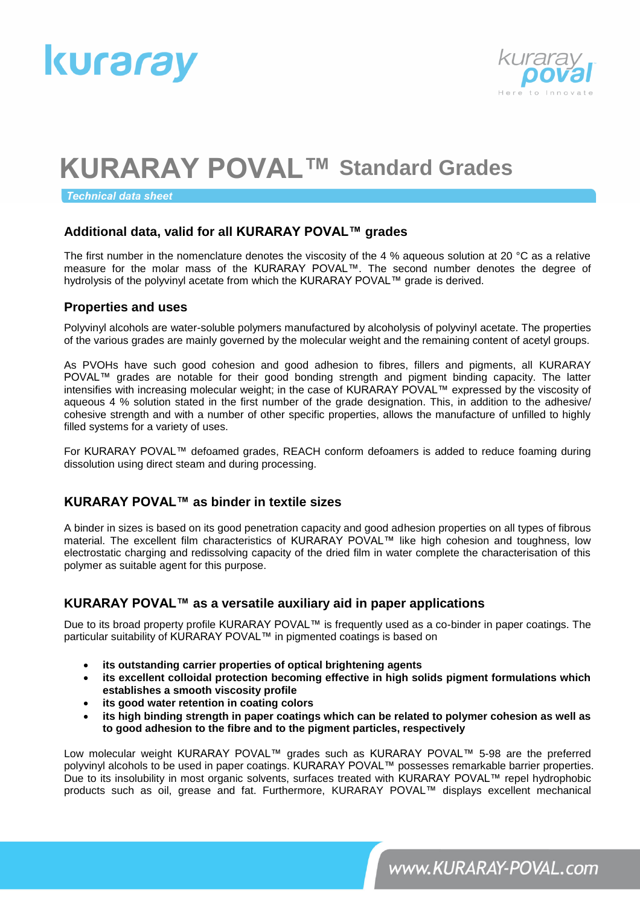# KURARAY POVAL™ Standard Grades

*Technical data sheet*

## Additional data, valid for all KURARAY POVAL™ grades

The first number in the nomenclature denotes the viscosity of the 4 % aqueous solution at 20 °C as a relative measure for the molar mass of the KURARAY POVAL™. The second number denotes the degree of hydrolysis of the polyvinyl acetate from which the KURARAY POVAL™ grade is derived.

## Properties and uses

Polyvinyl alcohols are water-soluble polymers manufactured by alcoholysis of polyvinyl acetate. The properties of the various grades are mainly governed by the molecular weight and the remaining content of acetyl groups.

As PVOHs have such good cohesion and good adhesion to fibres, fillers and pigments, all KURARAY POVAL™ grades are notable for their good bonding strength and pigment binding capacity. The latter intensifies with increasing molecular weight; in the case of KURARAY POVAL™ expressed by the viscosity of aqueous 4 % solution stated in the first number of the grade designation. This, in addition to the adhesive/ cohesive strength and with a number of other specific properties, allows the manufacture of unfilled to highly filled systems for a variety of uses.

For KURARAY POVAL™ defoamed grades, REACH conform defoamers is added to reduce foaming during dissolution using direct steam and during processing.

## KURARAY POVAL™ as binder in textile sizes

A binder in sizes is based on its good penetration capacity and good adhesion properties on all types of fibrous material. The excellent film characteristics of KURARAY POVAL™ like high cohesion and toughness, low electrostatic charging and redissolving capacity of the dried film in water complete the characterisation of this polymer as suitable agent for this purpose.

## KURARAY POVAL™ as a versatile auxiliary aid in paper applications

Due to its broad property profile KURARAY POVAL™ is frequently used as a co-binder in paper coatings. The particular suitability of KURARAY POVAL™ in pigmented coatings is based on

- **its outstanding carrier properties of optical brightening agents**
- **its excellent colloidal protection becoming effective in high solids pigment formulations which establishes a smooth viscosity profile**
- **its good water retention in coating colors**
- **its high binding strength in paper coatings which can be related to polymer cohesion as well as to good adhesion to the fibre and to the pigment particles, respectively**

Low molecular weight KURARAY POVAL™ grades such as KURARAY POVAL™ 5-98 are the preferred polyvinyl alcohols to be used in paper coatings. KURARAY POVAL™ possesses remarkable barrier properties. Due to its insolubility in most organic solvents, surfaces treated with KURARAY POVAL™ repel hydrophobic products such as oil, grease and fat. Furthermore, KURARAY POVAL™ displays excellent mechanical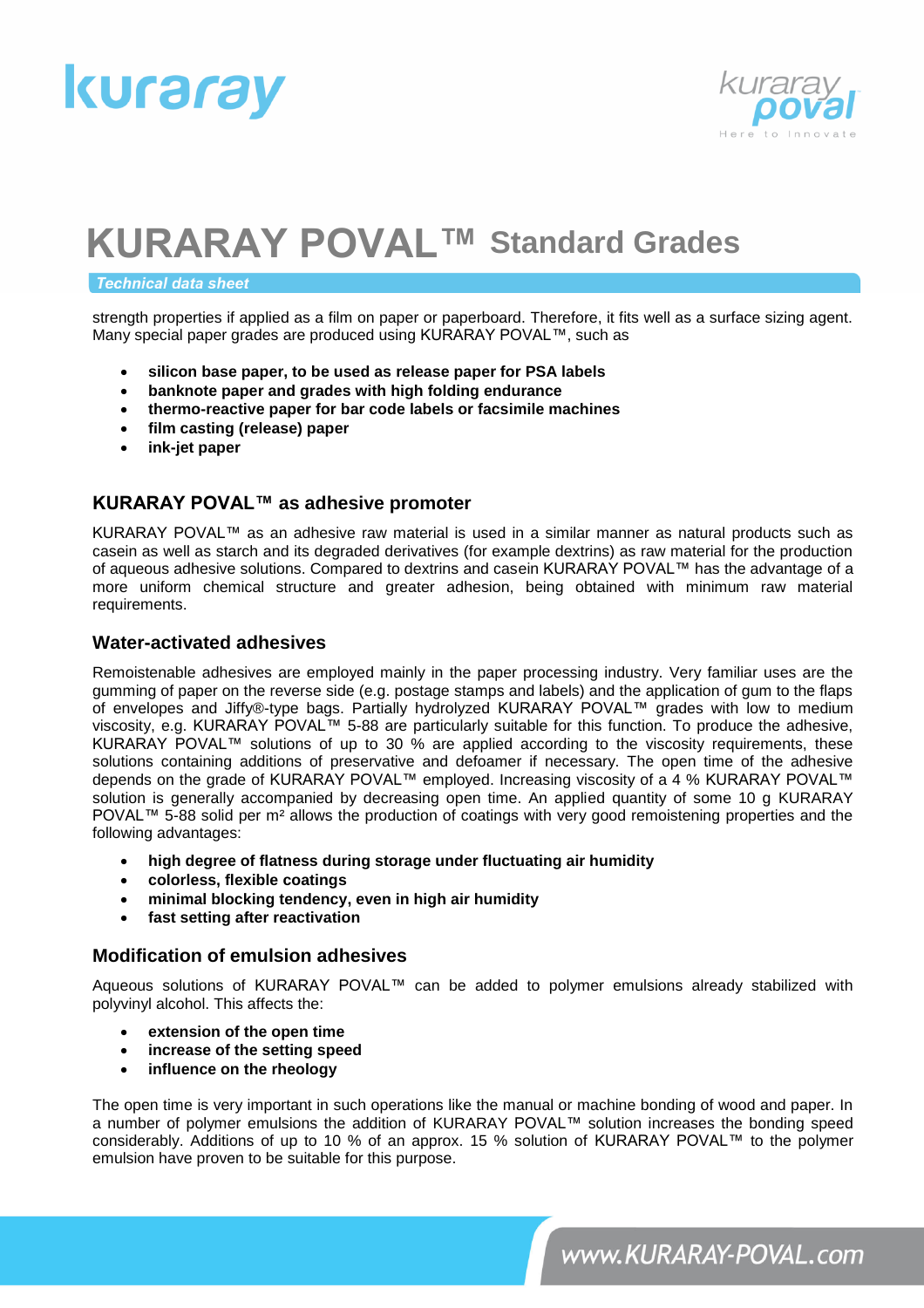strength properties if applied as a film on paper or paperboard. Therefore, it fits well as a surface sizing agent. Many special paper grades are produced using KURARAY POVAL™, such as

- **silicon base paper, to be used as release paper for PSA labels**
- **banknote paper and grades with high folding endurance**
- **thermo-reactive paper for bar code labels or facsimile machines**
- **film casting (release) paper**
- **ink-jet paper**

### KURARAY POVAL™ as adhesive promoter

KURARAY POVAL™ as an adhesive raw material is used in a similar manner as natural products such as casein as well as starch and its degraded derivatives (for example dextrins) as raw material for the production of aqueous adhesive solutions. Compared to dextrins and casein KURARAY POVAL™ has the advantage of a more uniform chemical structure and greater adhesion, being obtained with minimum raw material requirements.

### Water-activated adhesives

Remoistenable adhesives are employed mainly in the paper processing industry. Very familiar uses are the gumming of paper on the reverse side (e.g. postage stamps and labels) and the application of gum to the flaps of envelopes and Jiffy®-type bags. Partially hydrolyzed KURARAY POVAL™ grades with low to medium viscosity, e.g. KURARAY POVAL™ 5-88 are particularly suitable for this function. To produce the adhesive, KURARAY POVAL™ solutions of up to 30 % are applied according to the viscosity requirements, these solutions containing additions of preservative and defoamer if necessary. The open time of the adhesive depends on the grade of KURARAY POVAL™ employed. Increasing viscosity of a 4 % KURARAY POVAL™ solution is generally accompanied by decreasing open time. An applied quantity of some 10 g KURARAY POVAL™ 5-88 solid per m² allows the production of coatings with very good remoistening properties and the following advantages:

- **high degree of flatness during storage under fluctuating air humidity**
- **colorless, flexible coatings**
- **minimal blocking tendency, even in high air humidity**
- **fast setting after reactivation**

### Modification of emulsion adhesives

Aqueous solutions of KURARAY POVAL™ can be added to polymer emulsions already stabilized with polyvinyl alcohol. This affects the:

- **extension of the open time**
- **increase of the setting speed**
- **influence on the rheology**

The open time is very important in such operations like the manual or machine bonding of wood and paper. In a number of polymer emulsions the addition of KURARAY POVAL™ solution increases the bonding speed considerably. Additions of up to 10 % of an approx. 15 % solution of KURARAY POVAL™ to the polymer emulsion have proven to be suitable for this purpose.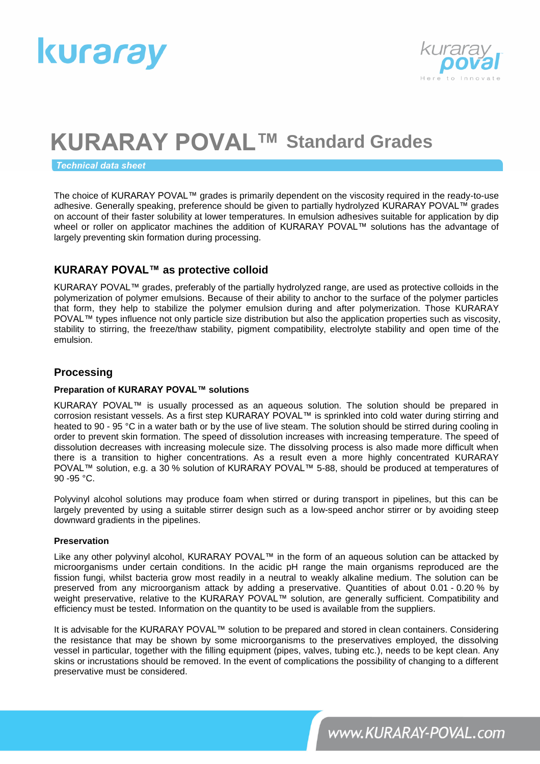# KURARAY POVAL™ Standard Grades

*Technical data sheet*

The choice of KURARAY POVAL™ grades is primarily dependent on the viscosity required in the ready-to-use adhesive. Generally speaking, preference should be given to partially hydrolyzed KURARAY POVAL™ grades on account of their faster solubility at lower temperatures. In emulsion adhesives suitable for application by dip wheel or roller on applicator machines the addition of KURARAY POVAL™ solutions has the advantage of largely preventing skin formation during processing.

## KURARAY POVAL™ as protective colloid

KURARAY POVAL™ grades, preferably of the partially hydrolyzed range, are used as protective colloids in the polymerization of polymer emulsions. Because of their ability to anchor to the surface of the polymer particles that form, they help to stabilize the polymer emulsion during and after polymerization. Those KURARAY POVAL™ types influence not only particle size distribution but also the application properties such as viscosity, stability to stirring, the freeze/thaw stability, pigment compatibility, electrolyte stability and open time of the emulsion.

## Processing

### Preparation of KURARAY POVAL™ solutions

KURARAY POVAL™ is usually processed as an aqueous solution. The solution should be prepared in corrosion resistant vessels. As a first step KURARAY POVAL™ is sprinkled into cold water during stirring and heated to 90 - 95 °C in a water bath or by the use of live steam. The solution should be stirred during cooling in order to prevent skin formation. The speed of dissolution increases with increasing temperature. The speed of dissolution decreases with increasing molecule size. The dissolving process is also made more difficult when there is a transition to higher concentrations. As a result even a more highly concentrated KURARAY POVAL™ solution, e.g. a 30 % solution of KURARAY POVAL™ 5-88, should be produced at temperatures of 90 -95 °C.

Polyvinyl alcohol solutions may produce foam when stirred or during transport in pipelines, but this can be largely prevented by using a suitable stirrer design such as a low-speed anchor stirrer or by avoiding steep downward gradients in the pipelines.

### Preservation

Like any other polyvinyl alcohol, KURARAY POVAL™ in the form of an aqueous solution can be attacked by microorganisms under certain conditions. In the acidic pH range the main organisms reproduced are the fission fungi, whilst bacteria grow most readily in a neutral to weakly alkaline medium. The solution can be preserved from any microorganism attack by adding a preservative. Quantities of about 0.01 - 0.20 % by weight preservative, relative to the KURARAY POVAL™ solution, are generally sufficient. Compatibility and efficiency must be tested. Information on the quantity to be used is available from the suppliers.

It is advisable for the KURARAY POVAL™ solution to be prepared and stored in clean containers. Considering the resistance that may be shown by some microorganisms to the preservatives employed, the dissolving vessel in particular, together with the filling equipment (pipes, valves, tubing etc.), needs to be kept clean. Any skins or incrustations should be removed. In the event of complications the possibility of changing to a different preservative must be considered.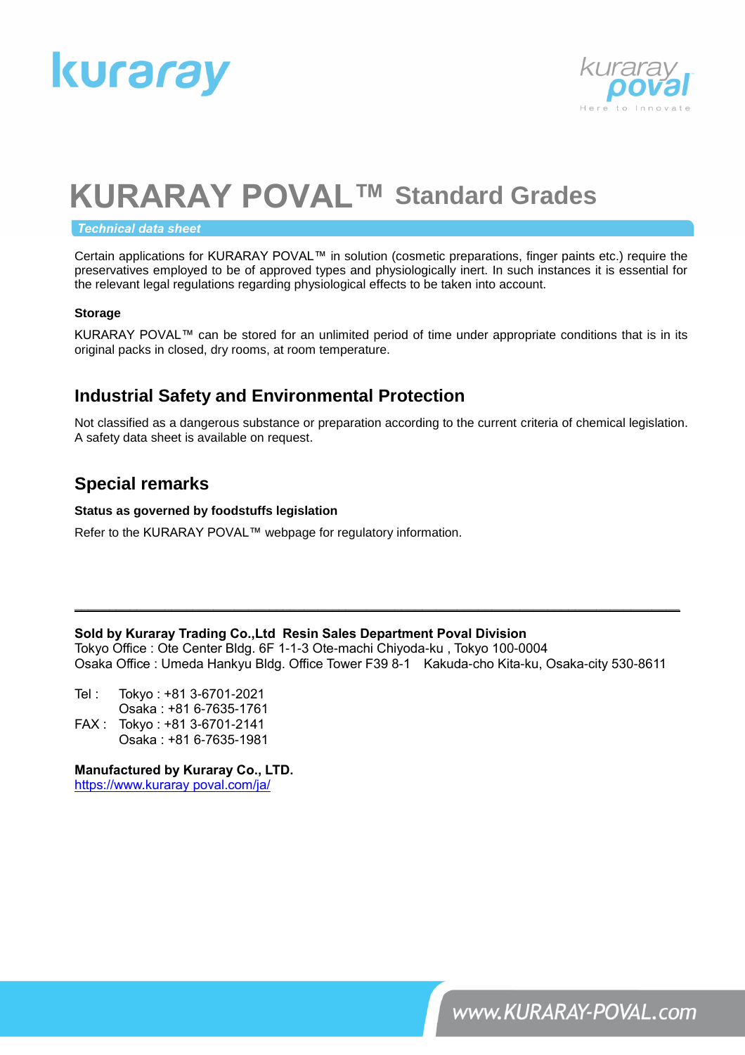# KURARAY POVAL™ Standard Grades

*Technical data sheet*

Certain applications for KURARAY POVAL™ in solution (cosmetic preparations, finger paints etc.) require the preservatives employed to be of approved types and physiologically inert. In such instances it is essential for the relevant legal regulations regarding physiological effects to be taken into account.

**Storage**

KURARAY POVAL™ can be stored for an unlimited period of time under appropriate conditions that is in its original packs in closed, dry rooms, at room temperature.

## Industrial Safety and Environmental Protection

Not classified as a dangerous substance or preparation according to the current criteria of chemical legislation. A safety data sheet is available on request.

## Special remarks

**Status as governed by foodstuffs legislation**

Refer to the KURARAY POVAL™ webpage for regulatory information.

---

**Sold by Kuraray Trading Co.,Ltd Resin Sales Department Poval Division**
Tokyo Office : Ote Center Bldg. 6F 1-1-3 Ote-machi Chiyoda-ku , Tokyo 100-0004
Osaka Office : Umeda Hankyu Bldg. Office Tower F39 8-1 Kakuda-cho Kita-ku, Osaka-city 530-8611

Tel : Tokyo : +81 3-6701-2021
Osaka : +81 6-7635-1761
FAX : Tokyo : +81 3-6701-2141
Osaka : +81 6-7635-1981

**Manufactured by Kuraray Co., LTD.**
https://www.kuraray poval.com/ja/

www.KURARAY-POVAL.com